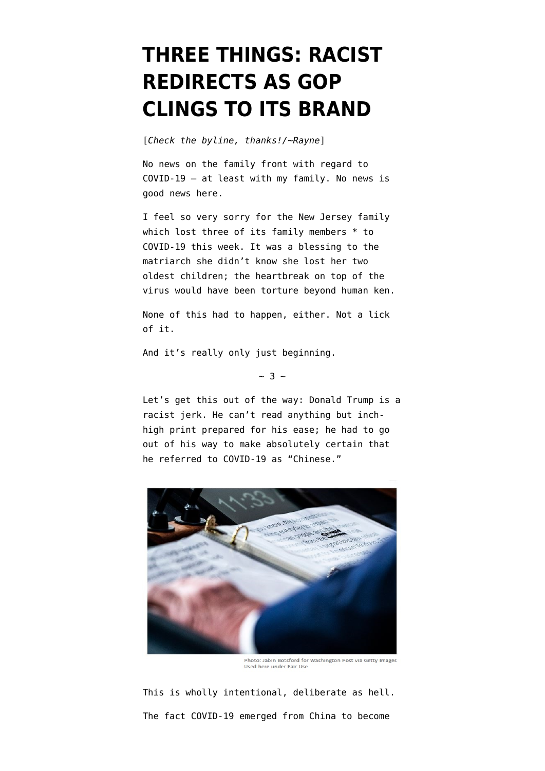# THREE THINGS: RACIST REDIRECTS AS GOP CLINGS TO ITS BRAND

[*Check the byline, thanks!/~Rayne*]

No news on the family front with regard to COVID-19 — at least with my family. No news is good news here.

I feel so very sorry for the New Jersey family which lost three of its family members * to COVID-19 this week. It was a blessing to the matriarch she didn't know she lost her two oldest children; the heartbreak on top of the virus would have been torture beyond human ken.

None of this had to happen, either. Not a lick of it.

And it's really only just beginning.

~ 3 ~

Let's get this out of the way: Donald Trump is a racist jerk. He can't read anything but inch-high print prepared for his ease; he had to go out of his way to make absolutely certain that he referred to COVID-19 as "Chinese."

Photo: Jabin Botsford for Washington Post via Getty Images
Used here under Fair Use

This is wholly intentional, deliberate as hell.

The fact COVID-19 emerged from China to become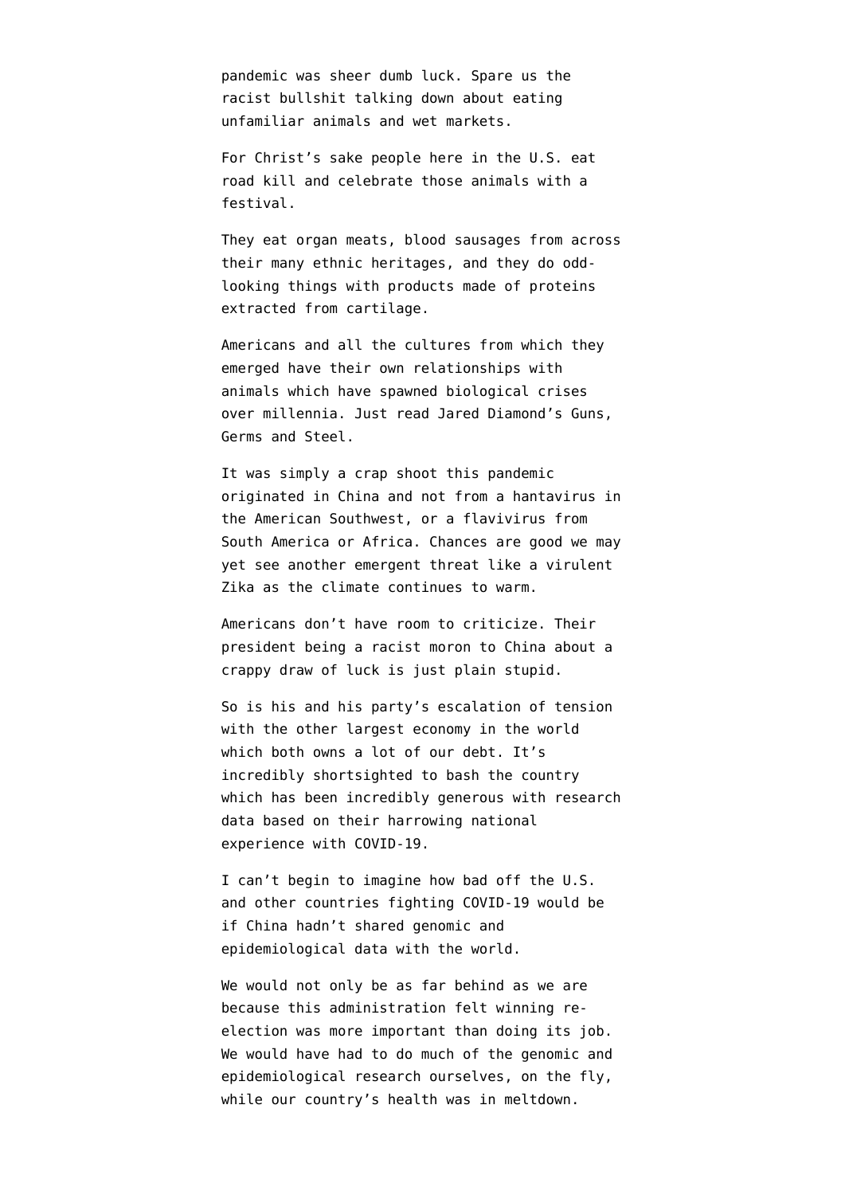pandemic was sheer dumb luck. Spare us the racist bullshit talking down about eating unfamiliar animals and wet markets.

For Christ's sake people here in the U.S. eat road kill and celebrate those animals with a festival.

They eat organ meats, blood sausages from across their many ethnic heritages, and they do odd-looking things with products made of proteins extracted from cartilage.

Americans and all the cultures from which they emerged have their own relationships with animals which have spawned biological crises over millennia. Just read Jared Diamond's Guns, Germs and Steel.

It was simply a crap shoot this pandemic originated in China and not from a hantavirus in the American Southwest, or a flavivirus from South America or Africa. Chances are good we may yet see another emergent threat like a virulent Zika as the climate continues to warm.

Americans don't have room to criticize. Their president being a racist moron to China about a crappy draw of luck is just plain stupid.

So is his and his party's escalation of tension with the other largest economy in the world which both owns a lot of our debt. It's incredibly shortsighted to bash the country which has been incredibly generous with research data based on their harrowing national experience with COVID-19.

I can't begin to imagine how bad off the U.S. and other countries fighting COVID-19 would be if China hadn't shared genomic and epidemiological data with the world.

We would not only be as far behind as we are because this administration felt winning re-election was more important than doing its job. We would have had to do much of the genomic and epidemiological research ourselves, on the fly, while our country's health was in meltdown.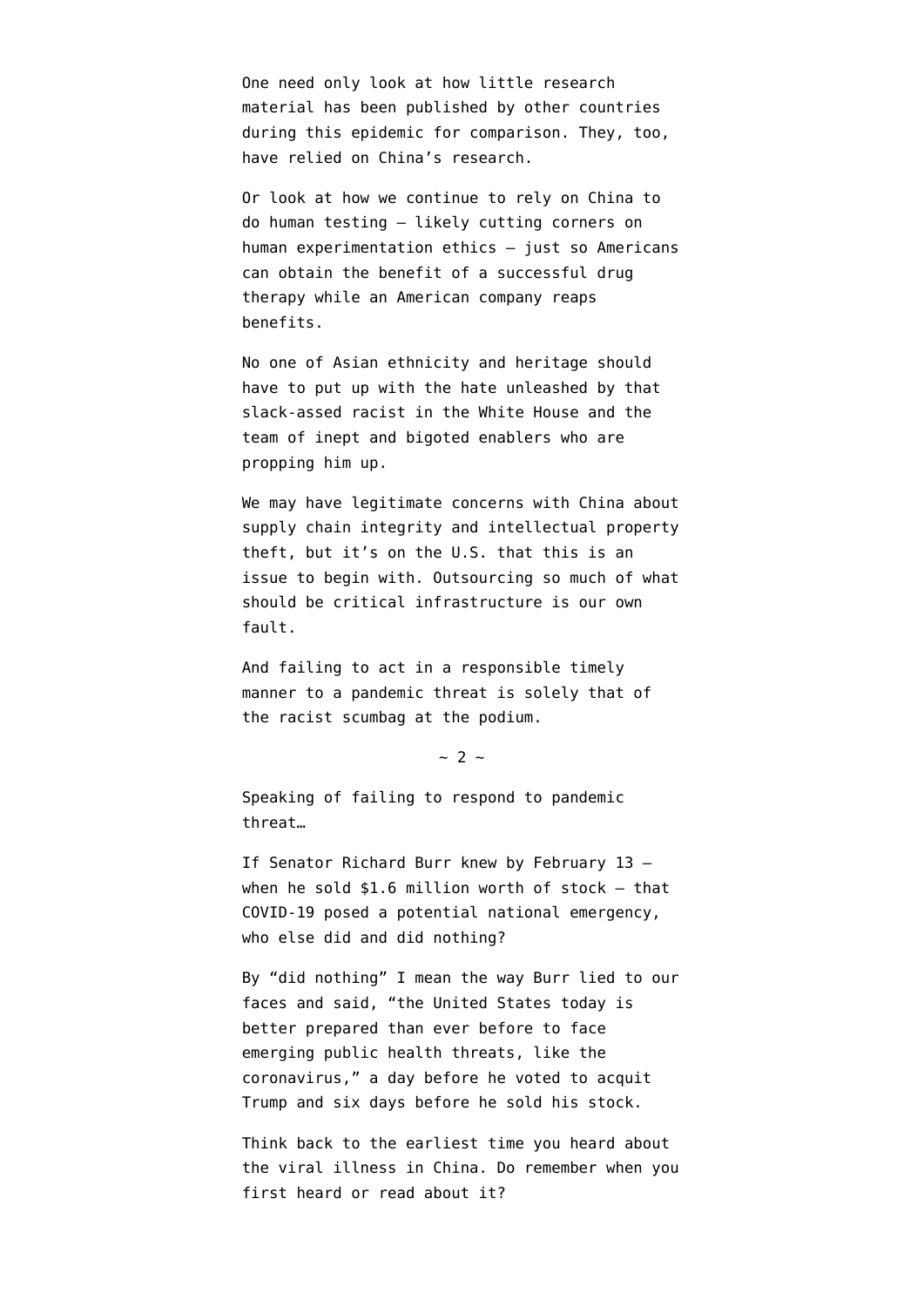One need only look at how little research material has been published by other countries during this epidemic for comparison. They, too, have relied on China's research.

Or look at how we continue to rely on China to do human testing — likely cutting corners on human experimentation ethics — just so Americans can obtain the benefit of a successful drug therapy while an American company reaps benefits.

No one of Asian ethnicity and heritage should have to put up with the hate unleashed by that slack-assed racist in the White House and the team of inept and bigoted enablers who are propping him up.

We may have legitimate concerns with China about supply chain integrity and intellectual property theft, but it's on the U.S. that this is an issue to begin with. Outsourcing so much of what should be critical infrastructure is our own fault.

And failing to act in a responsible timely manner to a pandemic threat is solely that of the racist scumbag at the podium.

~ 2 ~

Speaking of failing to respond to pandemic threat…

If Senator Richard Burr knew by February 13 — when he sold $1.6 million worth of stock — that COVID-19 posed a potential national emergency, who else did and did nothing?

By "did nothing" I mean the way Burr lied to our faces and said, "the United States today is better prepared than ever before to face emerging public health threats, like the coronavirus," a day before he voted to acquit Trump and six days before he sold his stock.

Think back to the earliest time you heard about the viral illness in China. Do remember when you first heard or read about it?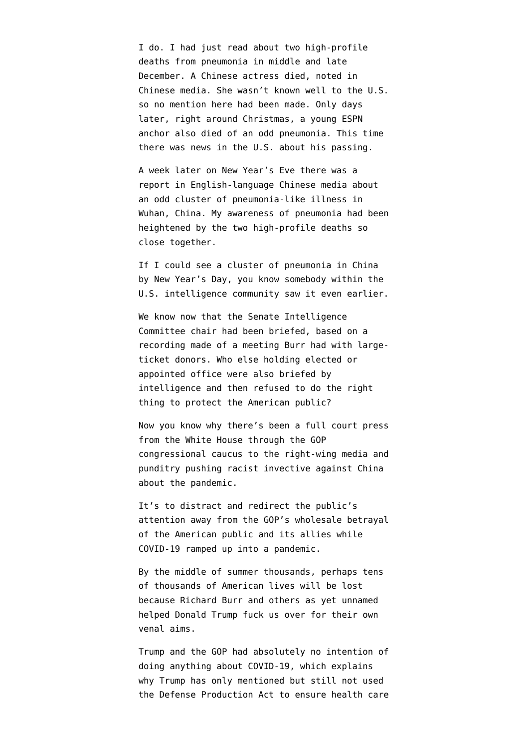I do. I had just read about two high-profile deaths from pneumonia in middle and late December. A Chinese actress died, noted in Chinese media. She wasn't known well to the U.S. so no mention here had been made. Only days later, right around Christmas, a young ESPN anchor also died of an odd pneumonia. This time there was news in the U.S. about his passing.

A week later on New Year's Eve there was a report in English-language Chinese media about an odd cluster of pneumonia-like illness in Wuhan, China. My awareness of pneumonia had been heightened by the two high-profile deaths so close together.

If I could see a cluster of pneumonia in China by New Year's Day, you know somebody within the U.S. intelligence community saw it even earlier.

We know now that the Senate Intelligence Committee chair had been briefed, based on a recording made of a meeting Burr had with large-ticket donors. Who else holding elected or appointed office were also briefed by intelligence and then refused to do the right thing to protect the American public?

Now you know why there's been a full court press from the White House through the GOP congressional caucus to the right-wing media and punditry pushing racist invective against China about the pandemic.

It's to distract and redirect the public's attention away from the GOP's wholesale betrayal of the American public and its allies while COVID-19 ramped up into a pandemic.

By the middle of summer thousands, perhaps tens of thousands of American lives will be lost because Richard Burr and others as yet unnamed helped Donald Trump fuck us over for their own venal aims.

Trump and the GOP had absolutely no intention of doing anything about COVID-19, which explains why Trump has only mentioned but still not used the Defense Production Act to ensure health care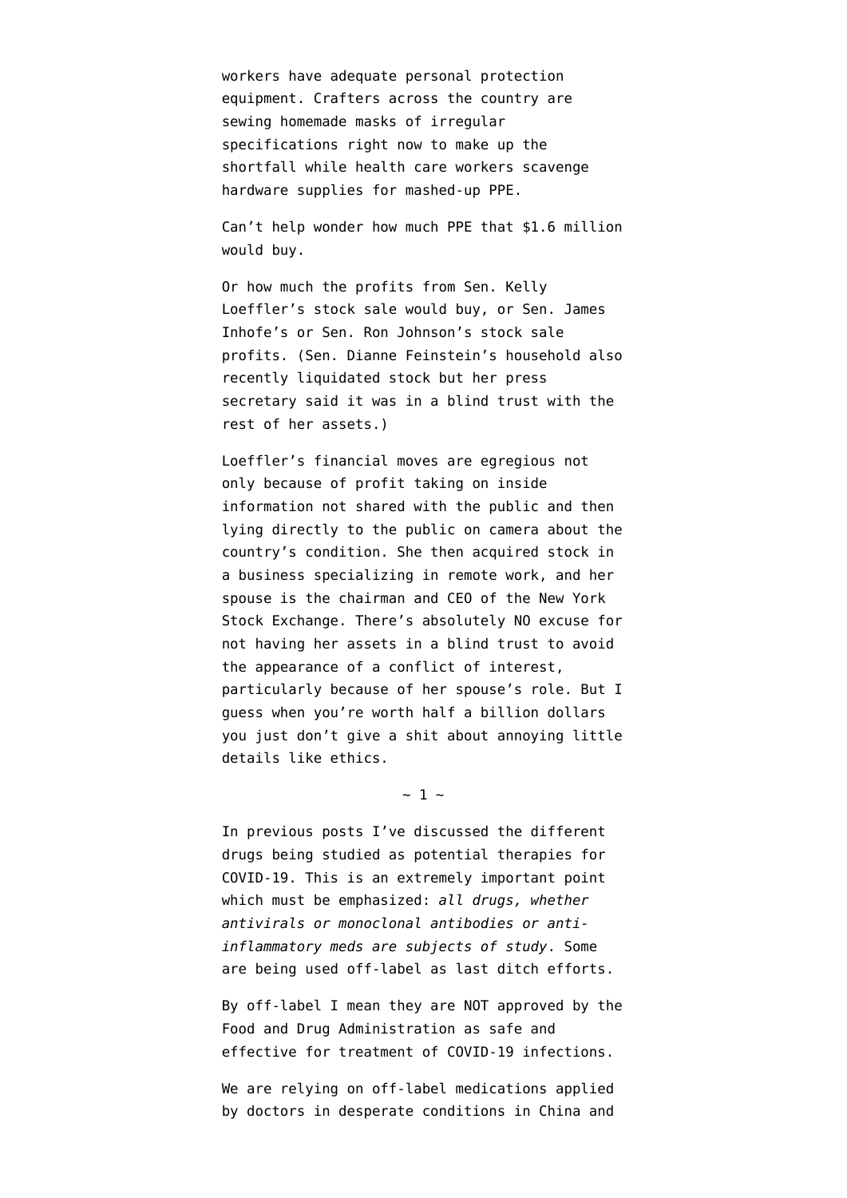workers have adequate personal protection equipment. Crafters across the country are sewing homemade masks of irregular specifications right now to make up the shortfall while health care workers scavenge hardware supplies for mashed-up PPE.

Can't help wonder how much PPE that $1.6 million would buy.

Or how much the profits from Sen. Kelly Loeffler's stock sale would buy, or Sen. James Inhofe's or Sen. Ron Johnson's stock sale profits. (Sen. Dianne Feinstein's household also recently liquidated stock but her press secretary said it was in a blind trust with the rest of her assets.)

Loeffler's financial moves are egregious not only because of profit taking on inside information not shared with the public and then lying directly to the public on camera about the country's condition. She then acquired stock in a business specializing in remote work, and her spouse is the chairman and CEO of the New York Stock Exchange. There's absolutely NO excuse for not having her assets in a blind trust to avoid the appearance of a conflict of interest, particularly because of her spouse's role. But I guess when you're worth half a billion dollars you just don't give a shit about annoying little details like ethics.

~ 1 ~

In previous posts I've discussed the different drugs being studied as potential therapies for COVID-19. This is an extremely important point which must be emphasized: *all drugs, whether antivirals or monoclonal antibodies or anti-inflammatory meds are subjects of study*. Some are being used off-label as last ditch efforts.

By off-label I mean they are NOT approved by the Food and Drug Administration as safe and effective for treatment of COVID-19 infections.

We are relying on off-label medications applied by doctors in desperate conditions in China and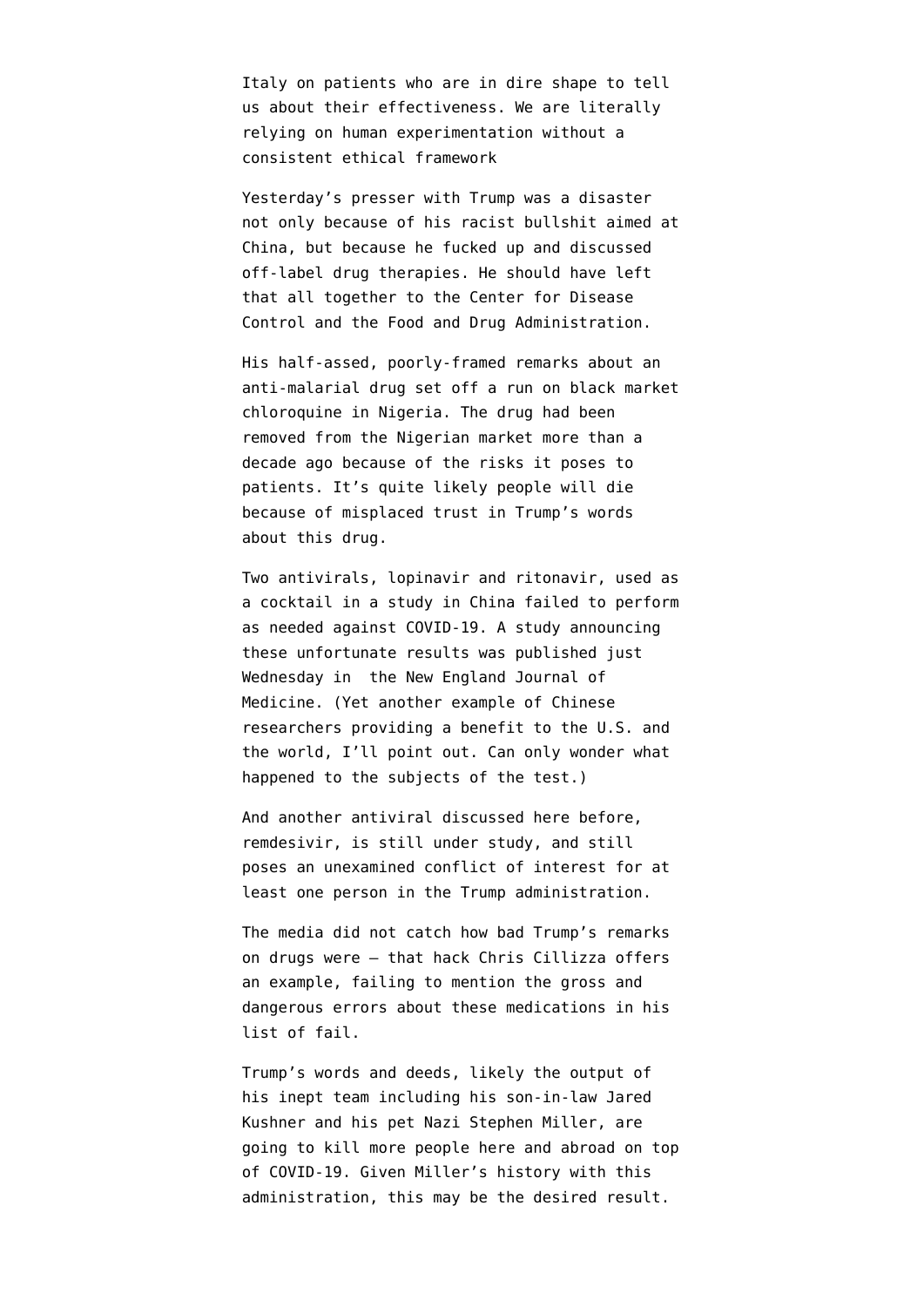Italy on patients who are in dire shape to tell us about their effectiveness. We are literally relying on human experimentation without a consistent ethical framework

Yesterday's presser with Trump was a disaster not only because of his racist bullshit aimed at China, but because he fucked up and discussed off-label drug therapies. He should have left that all together to the Center for Disease Control and the Food and Drug Administration.

His half-assed, poorly-framed remarks about an anti-malarial drug set off a run on black market chloroquine in Nigeria. The drug had been removed from the Nigerian market more than a decade ago because of the risks it poses to patients. It's quite likely people will die because of misplaced trust in Trump's words about this drug.

Two antivirals, lopinavir and ritonavir, used as a cocktail in a study in China failed to perform as needed against COVID-19. A study announcing these unfortunate results was published just Wednesday in  the New England Journal of Medicine. (Yet another example of Chinese researchers providing a benefit to the U.S. and the world, I'll point out. Can only wonder what happened to the subjects of the test.)

And another antiviral discussed here before, remdesivir, is still under study, and still poses an unexamined conflict of interest for at least one person in the Trump administration.

The media did not catch how bad Trump's remarks on drugs were — that hack Chris Cillizza offers an example, failing to mention the gross and dangerous errors about these medications in his list of fail.

Trump's words and deeds, likely the output of his inept team including his son-in-law Jared Kushner and his pet Nazi Stephen Miller, are going to kill more people here and abroad on top of COVID-19. Given Miller's history with this administration, this may be the desired result.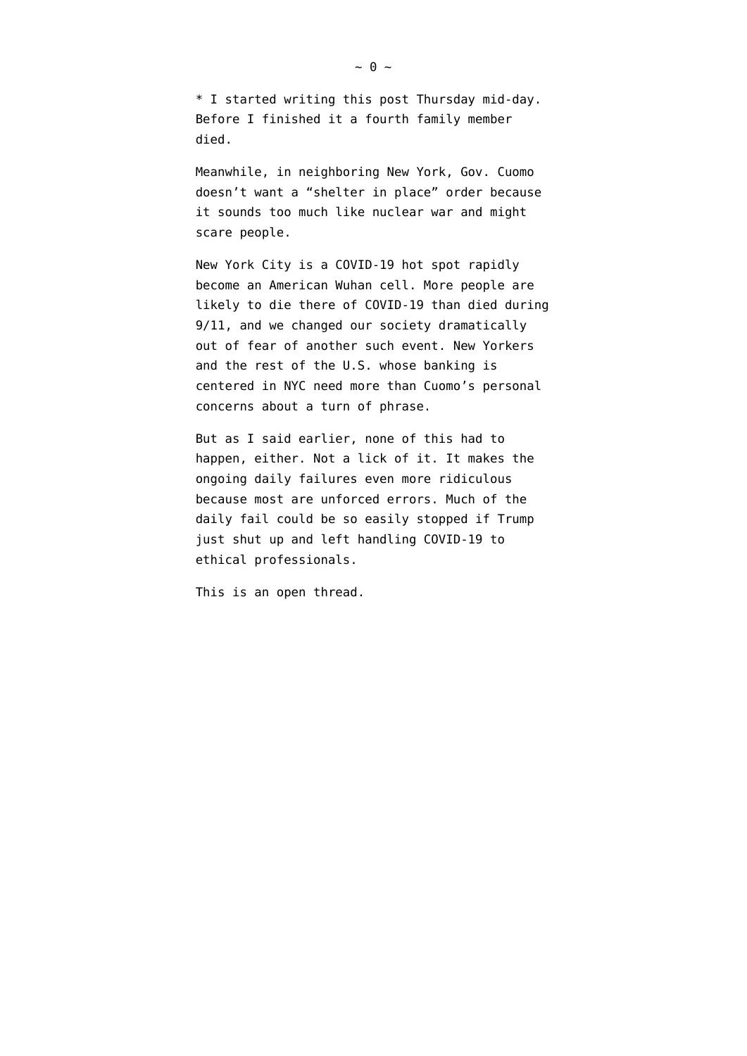~ 0 ~

* I started writing this post Thursday mid-day. Before I finished it a fourth family member died.

Meanwhile, in neighboring New York, Gov. Cuomo doesn't want a "shelter in place" order because it sounds too much like nuclear war and might scare people.

New York City is a COVID-19 hot spot rapidly become an American Wuhan cell. More people are likely to die there of COVID-19 than died during 9/11, and we changed our society dramatically out of fear of another such event. New Yorkers and the rest of the U.S. whose banking is centered in NYC need more than Cuomo's personal concerns about a turn of phrase.

But as I said earlier, none of this had to happen, either. Not a lick of it. It makes the ongoing daily failures even more ridiculous because most are unforced errors. Much of the daily fail could be so easily stopped if Trump just shut up and left handling COVID-19 to ethical professionals.

This is an open thread.